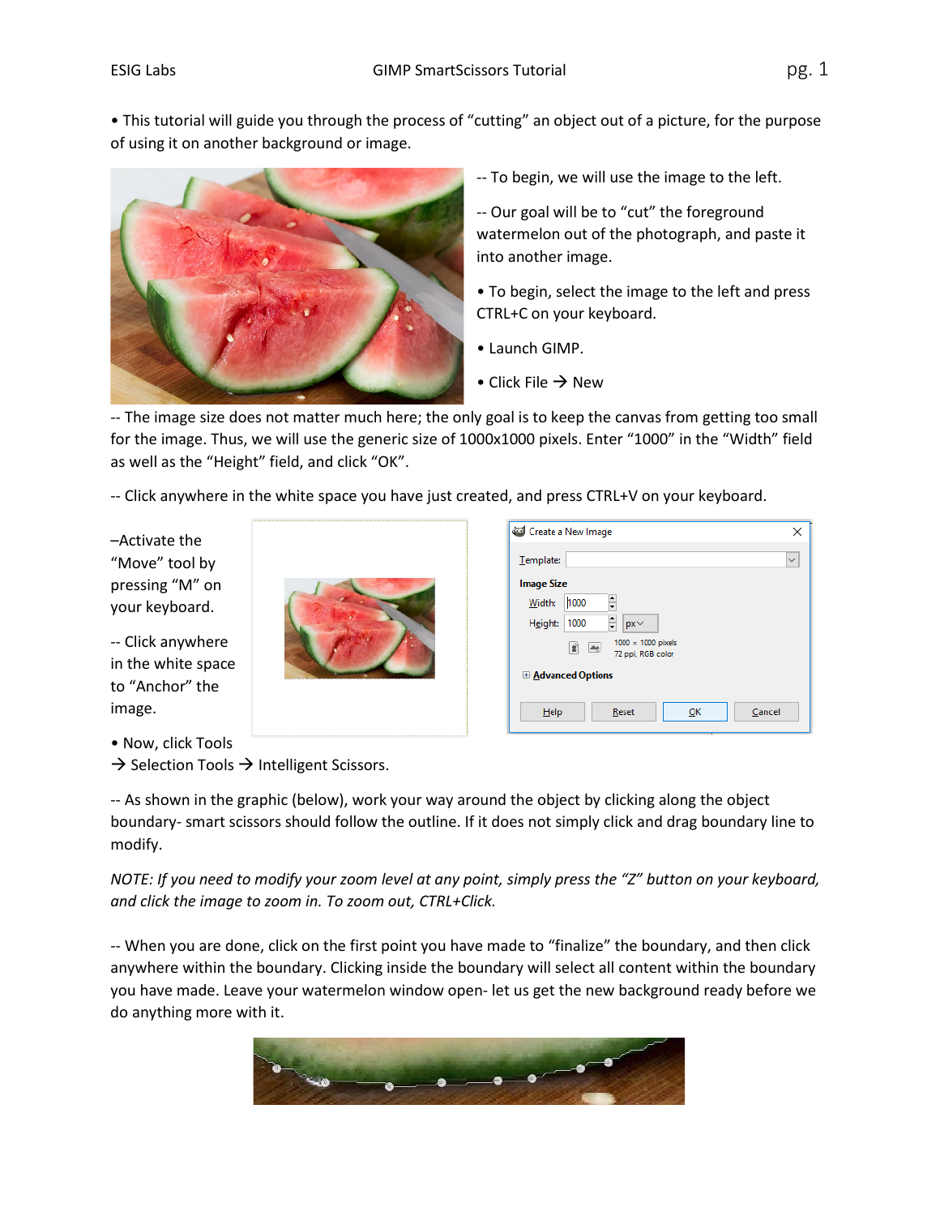• This tutorial will guide you through the process of "cutting" an object out of a picture, for the purpose of using it on another background or image.

-- To begin, we will use the image to the left.

-- Our goal will be to "cut" the foreground watermelon out of the photograph, and paste it into another image.

• To begin, select the image to the left and press CTRL+C on your keyboard.

• Launch GIMP.

• Click File → New

-- The image size does not matter much here; the only goal is to keep the canvas from getting too small for the image. Thus, we will use the generic size of 1000x1000 pixels. Enter "1000" in the "Width" field as well as the "Height" field, and click "OK".

-- Click anywhere in the white space you have just created, and press CTRL+V on your keyboard.

–Activate the "Move" tool by pressing "M" on your keyboard.

-- Click anywhere in the white space to "Anchor" the image.

• Now, click Tools → Selection Tools → Intelligent Scissors.

-- As shown in the graphic (below), work your way around the object by clicking along the object boundary- smart scissors should follow the outline. If it does not simply click and drag boundary line to modify.

*NOTE: If you need to modify your zoom level at any point, simply press the "Z" button on your keyboard, and click the image to zoom in. To zoom out, CTRL+Click.*

-- When you are done, click on the first point you have made to "finalize" the boundary, and then click anywhere within the boundary. Clicking inside the boundary will select all content within the boundary you have made. Leave your watermelon window open- let us get the new background ready before we do anything more with it.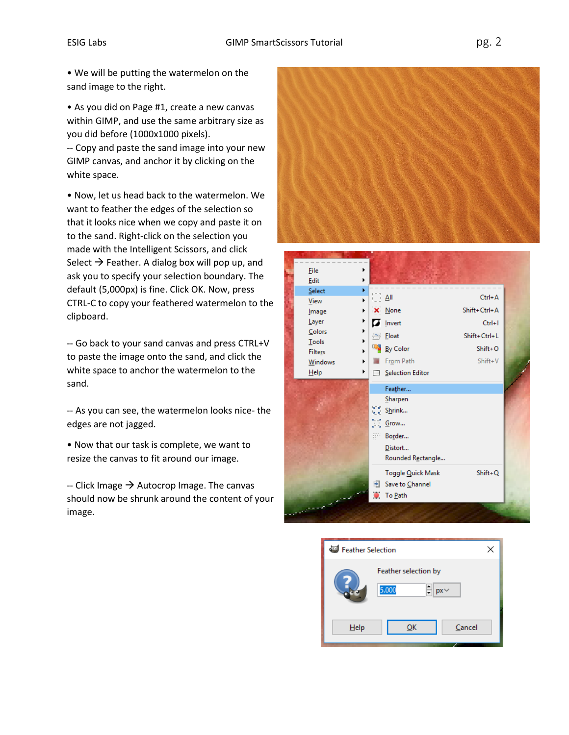- We will be putting the watermelon on the sand image to the right.

- As you did on Page #1, create a new canvas within GIMP, and use the same arbitrary size as you did before (1000x1000 pixels).

-- Copy and paste the sand image into your new GIMP canvas, and anchor it by clicking on the white space.

- Now, let us head back to the watermelon. We want to feather the edges of the selection so that it looks nice when we copy and paste it on to the sand. Right-click on the selection you made with the Intelligent Scissors, and click Select → Feather. A dialog box will pop up, and ask you to specify your selection boundary. The default (5,000px) is fine. Click OK. Now, press CTRL-C to copy your feathered watermelon to the clipboard.

-- Go back to your sand canvas and press CTRL+V to paste the image onto the sand, and click the white space to anchor the watermelon to the sand.

-- As you can see, the watermelon looks nice- the edges are not jagged.

- Now that our task is complete, we want to resize the canvas to fit around our image.

-- Click Image → Autocrop Image. The canvas should now be shrunk around the content of your image.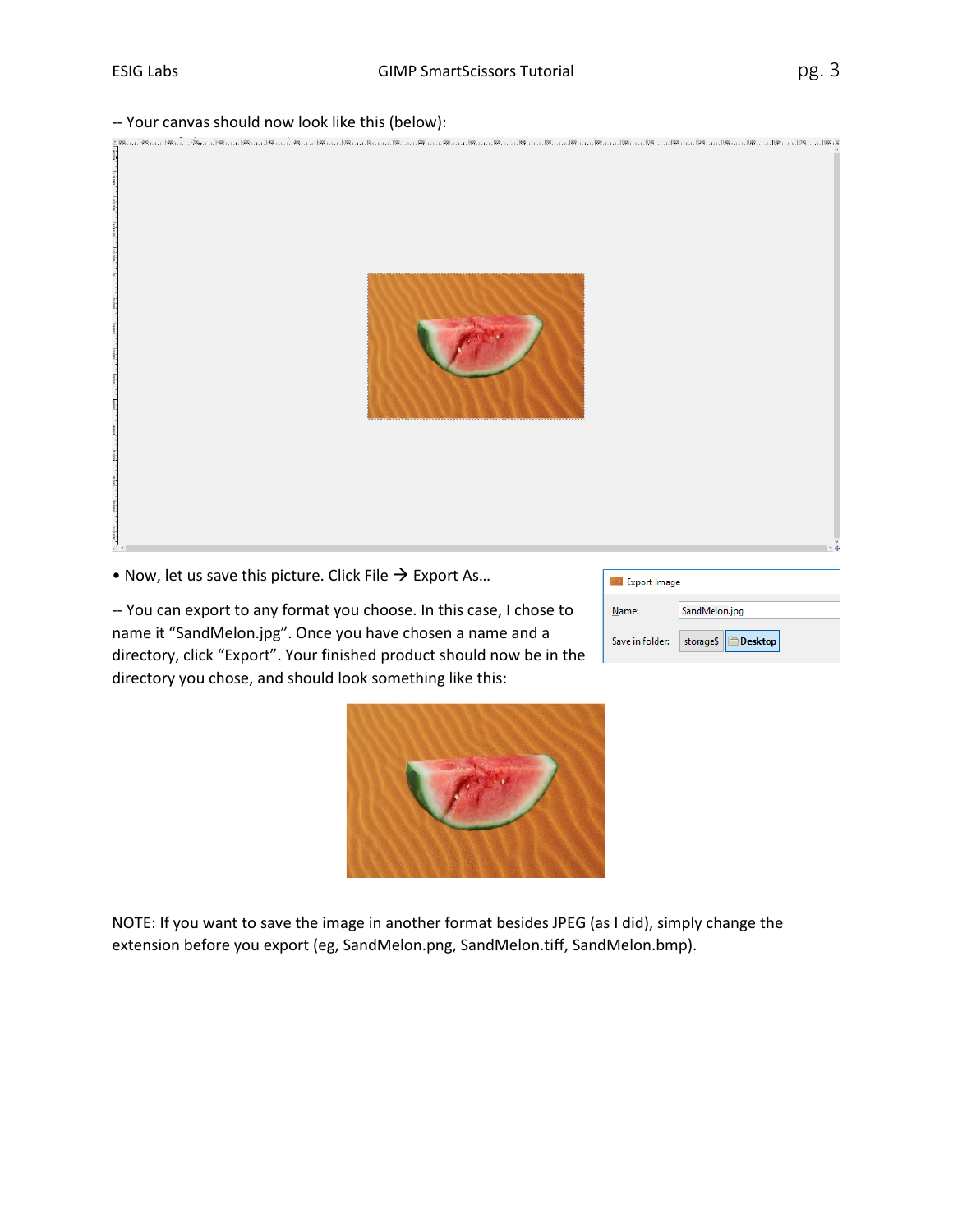-- Your canvas should now look like this (below):

• Now, let us save this picture. Click File → Export As…

-- You can export to any format you choose. In this case, I chose to name it “SandMelon.jpg”. Once you have chosen a name and a directory, click “Export”. Your finished product should now be in the directory you chose, and should look something like this:

NOTE: If you want to save the image in another format besides JPEG (as I did), simply change the extension before you export (eg, SandMelon.png, SandMelon.tiff, SandMelon.bmp).